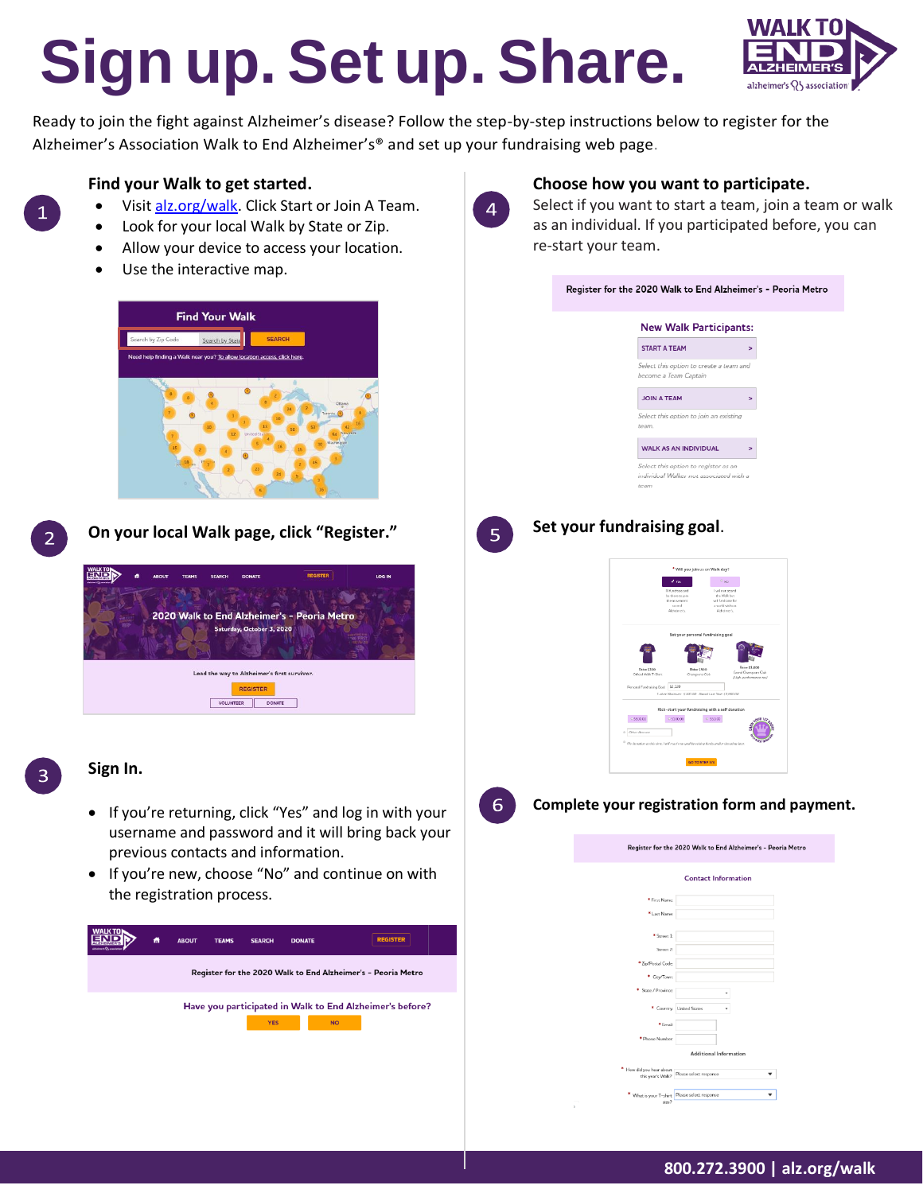# Sign up. Set up. Share.

Ready to join the fight against Alzheimer's disease? Follow the step-by-step instructions below to register for the Alzheimer's Association Walk to End Alzheimer's® and set up your fundraising web page.

## 1 Find your Walk to get started.

- Visit alz.org/walk. Click Start or Join A Team.
- Look for your local Walk by State or Zip.
- Allow your device to access your location.
- Use the interactive map.

## 2 On your local Walk page, click "Register."

## 3 Sign In.

- If you're returning, click "Yes" and log in with your username and password and it will bring back your previous contacts and information.
- If you're new, choose "No" and continue on with the registration process.

## 4 Choose how you want to participate.

Select if you want to start a team, join a team or walk as an individual. If you participated before, you can re-start your team.

## 5 Set your fundraising goal.

## 6 Complete your registration form and payment.

800.272.3900 | alz.org/walk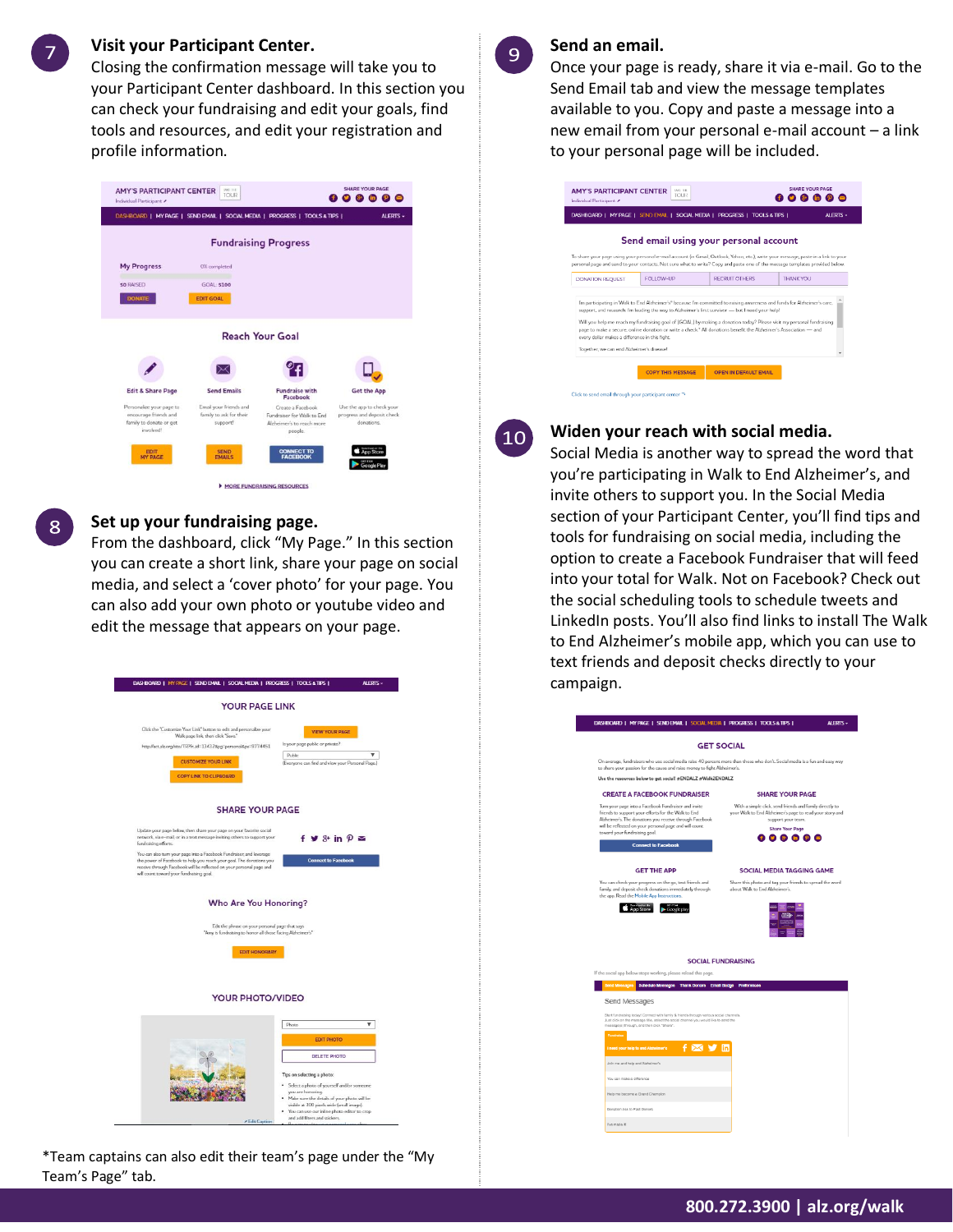## 7 Visit your Participant Center.

Closing the confirmation message will take you to your Participant Center dashboard. In this section you can check your fundraising and edit your goals, find tools and resources, and edit your registration and profile information.

## 8 Set up your fundraising page.

From the dashboard, click "My Page." In this section you can create a short link, share your page on social media, and select a 'cover photo' for your page. You can also add your own photo or youtube video and edit the message that appears on your page.

*Team captains can also edit their team's page under the "My Team's Page" tab.

## 9 Send an email.

Once your page is ready, share it via e-mail. Go to the Send Email tab and view the message templates available to you. Copy and paste a message into a new email from your personal e-mail account – a link to your personal page will be included.

## 10 Widen your reach with social media.

Social Media is another way to spread the word that you're participating in Walk to End Alzheimer's, and invite others to support you. In the Social Media section of your Participant Center, you'll find tips and tools for fundraising on social media, including the option to create a Facebook Fundraiser that will feed into your total for Walk. Not on Facebook? Check out the social scheduling tools to schedule tweets and LinkedIn posts. You'll also find links to install The Walk to End Alzheimer's mobile app, which you can use to text friends and deposit checks directly to your campaign.

800.272.3900 | alz.org/walk